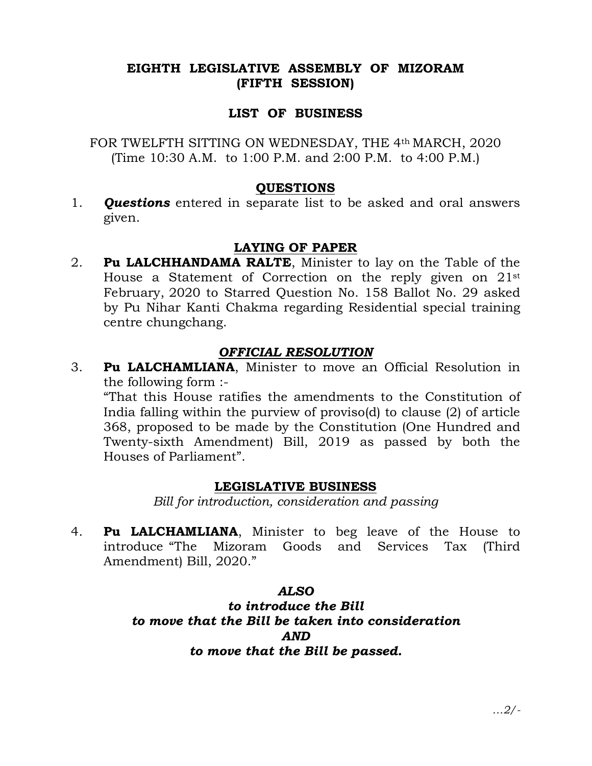# EIGHTH LEGISLATIVE ASSEMBLY OF MIZORAM
# (FIFTH SESSION)

## LIST OF BUSINESS

FOR TWELFTH SITTING ON WEDNESDAY, THE 4th MARCH, 2020
(Time 10:30 A.M. to 1:00 P.M. and 2:00 P.M. to 4:00 P.M.)

### QUESTIONS

1. ***Questions*** entered in separate list to be asked and oral answers given.

### LAYING OF PAPER

2. **Pu LALCHHANDAMA RALTE**, Minister to lay on the Table of the House a Statement of Correction on the reply given on 21st February, 2020 to Starred Question No. 158 Ballot No. 29 asked by Pu Nihar Kanti Chakma regarding Residential special training centre chungchang.

### *OFFICIAL RESOLUTION*

3. **Pu LALCHAMLIANA**, Minister to move an Official Resolution in the following form :-
   "That this House ratifies the amendments to the Constitution of India falling within the purview of proviso(d) to clause (2) of article 368, proposed to be made by the Constitution (One Hundred and Twenty-sixth Amendment) Bill, 2019 as passed by both the Houses of Parliament".

### LEGISLATIVE BUSINESS

*Bill for introduction, consideration and passing*

4. **Pu LALCHAMLIANA**, Minister to beg leave of the House to introduce "The Mizoram Goods and Services Tax (Third Amendment) Bill, 2020."

***ALSO***
***to introduce the Bill***
***to move that the Bill be taken into consideration***
***AND***
***to move that the Bill be passed.***

...2/-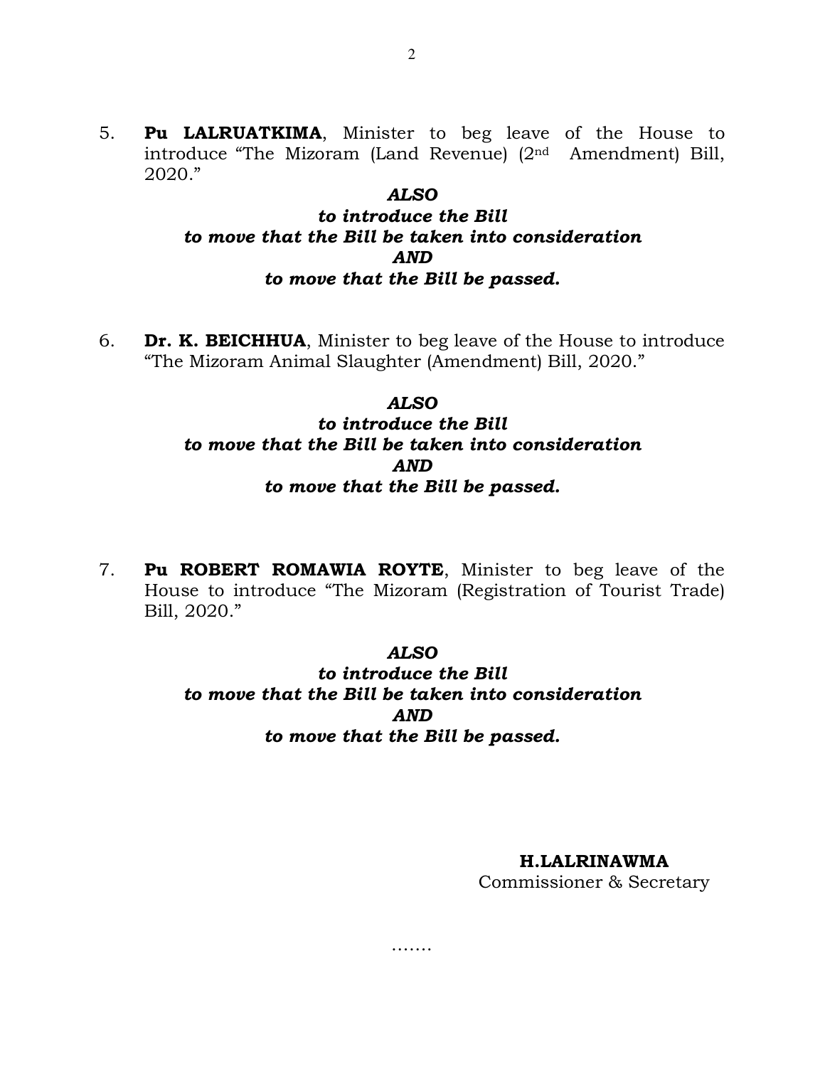5. **Pu LALRUATKIMA**, Minister to beg leave of the House to introduce "The Mizoram (Land Revenue) (2nd Amendment) Bill, 2020."

***ALSO***
***to introduce the Bill***
***to move that the Bill be taken into consideration***
***AND***
***to move that the Bill be passed.***

6. **Dr. K. BEICHHUA**, Minister to beg leave of the House to introduce "The Mizoram Animal Slaughter (Amendment) Bill, 2020."

***ALSO***
***to introduce the Bill***
***to move that the Bill be taken into consideration***
***AND***
***to move that the Bill be passed.***

7. **Pu ROBERT ROMAWIA ROYTE**, Minister to beg leave of the House to introduce "The Mizoram (Registration of Tourist Trade) Bill, 2020."

***ALSO***
***to introduce the Bill***
***to move that the Bill be taken into consideration***
***AND***
***to move that the Bill be passed.***

**H.LALRINAWMA**
Commissioner & Secretary

…….